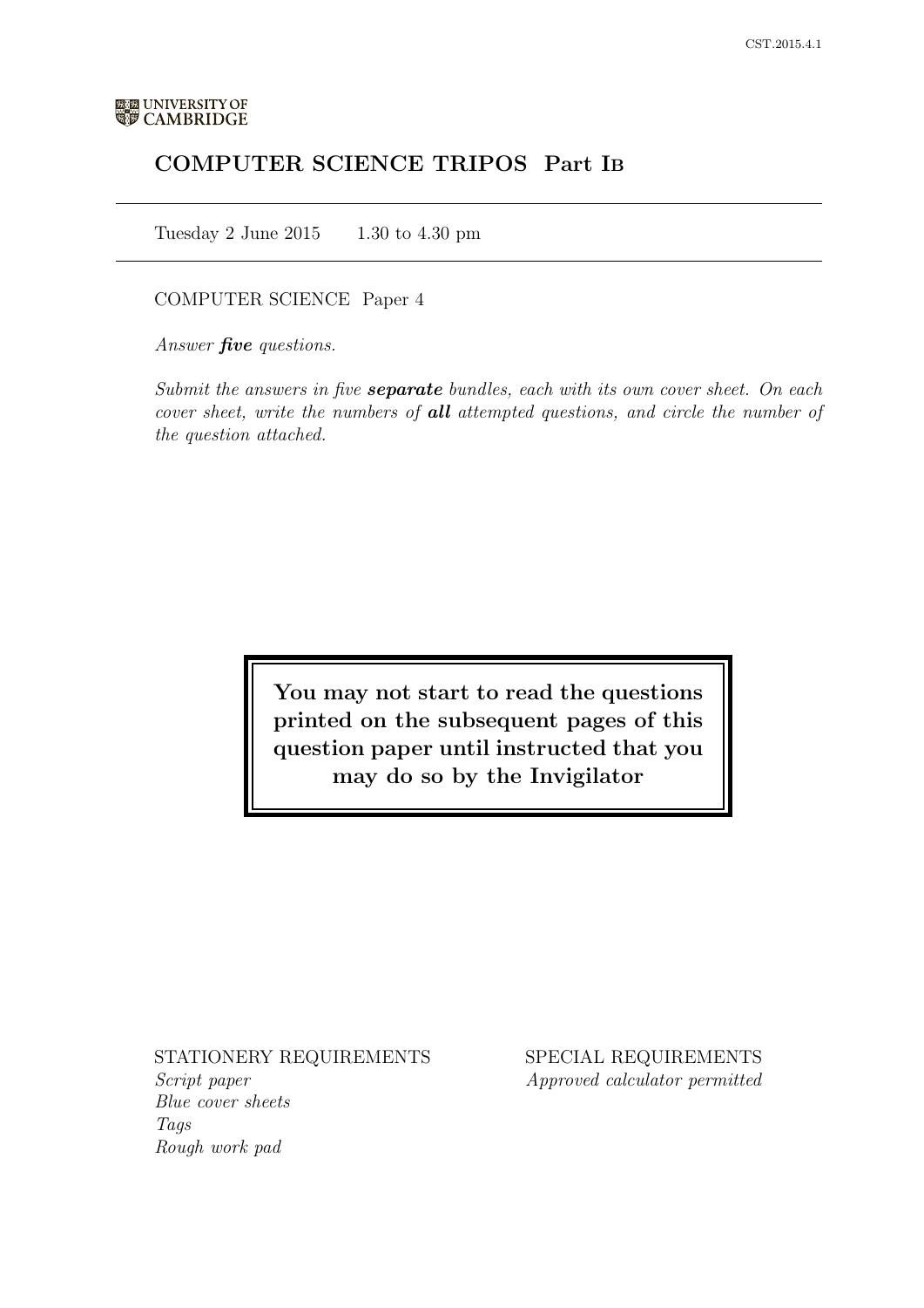UNIVERSITY OF CAMBRIDGE

# COMPUTER SCIENCE TRIPOS Part IB

Tuesday 2 June 2015 1.30 to 4.30 pm

COMPUTER SCIENCE Paper 4

*Answer **five** questions.*

*Submit the answers in five **separate** bundles, each with its own cover sheet. On each cover sheet, write the numbers of **all** attempted questions, and circle the number of the question attached.*

**You may not start to read the questions printed on the subsequent pages of this question paper until instructed that you may do so by the Invigilator**

STATIONERY REQUIREMENTS
*Script paper*
*Blue cover sheets*
*Tags*
*Rough work pad*

SPECIAL REQUIREMENTS
*Approved calculator permitted*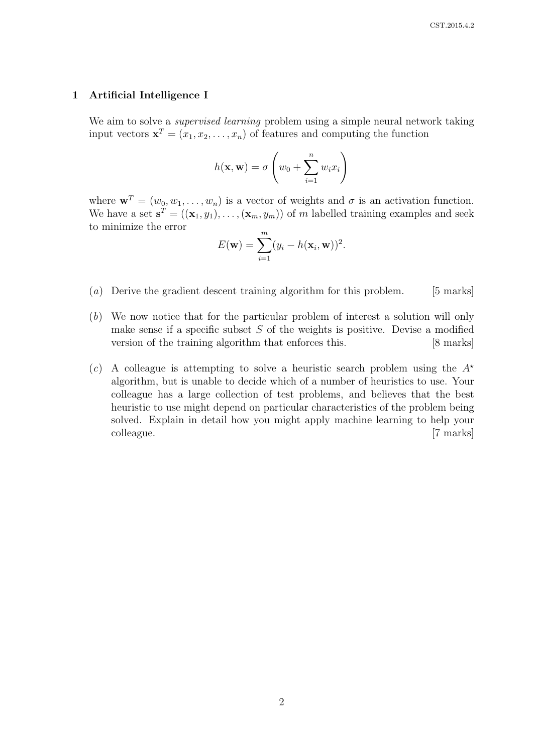## 1 Artificial Intelligence I

We aim to solve a *supervised learning* problem using a simple neural network taking input vectors $\mathbf{x}^T = (x_1, x_2, \ldots, x_n)$ of features and computing the function

$$h(\mathbf{x}, \mathbf{w}) = \sigma\left(w_0 + \sum_{i=1}^{n} w_i x_i\right)$$

where $\mathbf{w}^T = (w_0, w_1, \ldots, w_n)$ is a vector of weights and $\sigma$ is an activation function. We have a set $\mathbf{s}^T = ((\mathbf{x}_1, y_1), \ldots, (\mathbf{x}_m, y_m))$ of $m$ labelled training examples and seek to minimize the error

$$E(\mathbf{w}) = \sum_{i=1}^{m} (y_i - h(\mathbf{x}_i, \mathbf{w}))^2.$$

(*a*) Derive the gradient descent training algorithm for this problem. [5 marks]

(*b*) We now notice that for the particular problem of interest a solution will only make sense if a specific subset $S$ of the weights is positive. Devise a modified version of the training algorithm that enforces this. [8 marks]

(*c*) A colleague is attempting to solve a heuristic search problem using the $A^\star$ algorithm, but is unable to decide which of a number of heuristics to use. Your colleague has a large collection of test problems, and believes that the best heuristic to use might depend on particular characteristics of the problem being solved. Explain in detail how you might apply machine learning to help your colleague. [7 marks]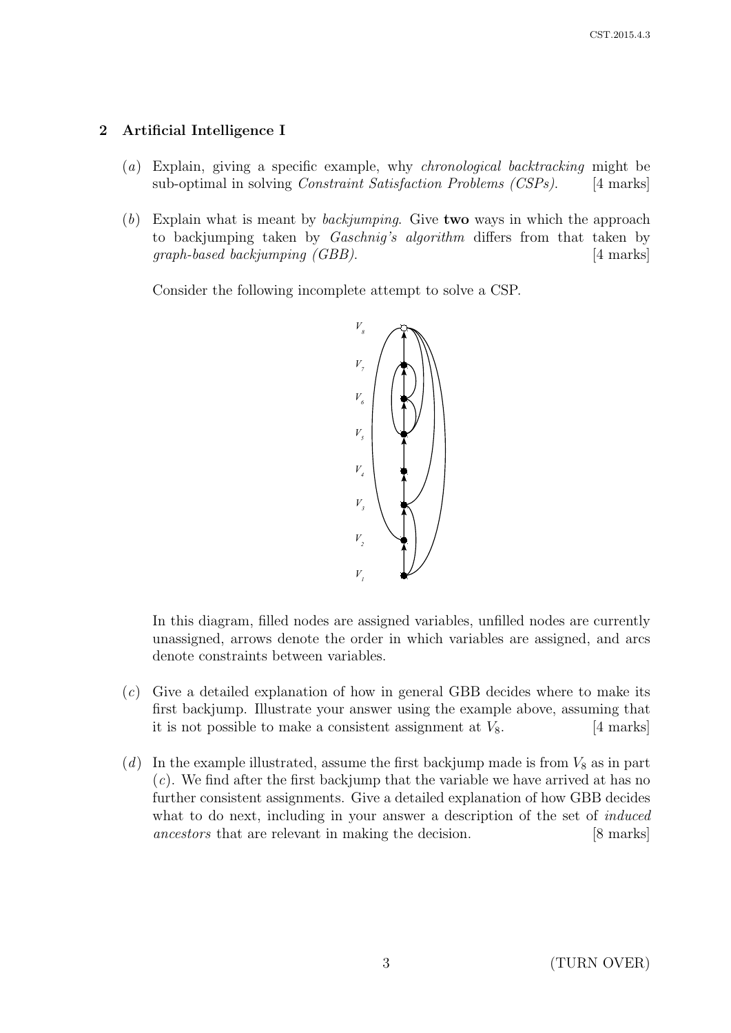## 2 Artificial Intelligence I

(*a*) Explain, giving a specific example, why *chronological backtracking* might be sub-optimal in solving *Constraint Satisfaction Problems (CSPs)*. [4 marks]

(*b*) Explain what is meant by *backjumping*. Give **two** ways in which the approach to backjumping taken by *Gaschnig's algorithm* differs from that taken by *graph-based backjumping (GBB)*. [4 marks]

Consider the following incomplete attempt to solve a CSP.

In this diagram, filled nodes are assigned variables, unfilled nodes are currently unassigned, arrows denote the order in which variables are assigned, and arcs denote constraints between variables.

(*c*) Give a detailed explanation of how in general GBB decides where to make its first backjump. Illustrate your answer using the example above, assuming that it is not possible to make a consistent assignment at $V_8$. [4 marks]

(*d*) In the example illustrated, assume the first backjump made is from $V_8$ as in part (*c*). We find after the first backjump that the variable we have arrived at has no further consistent assignments. Give a detailed explanation of how GBB decides what to do next, including in your answer a description of the set of *induced ancestors* that are relevant in making the decision. [8 marks]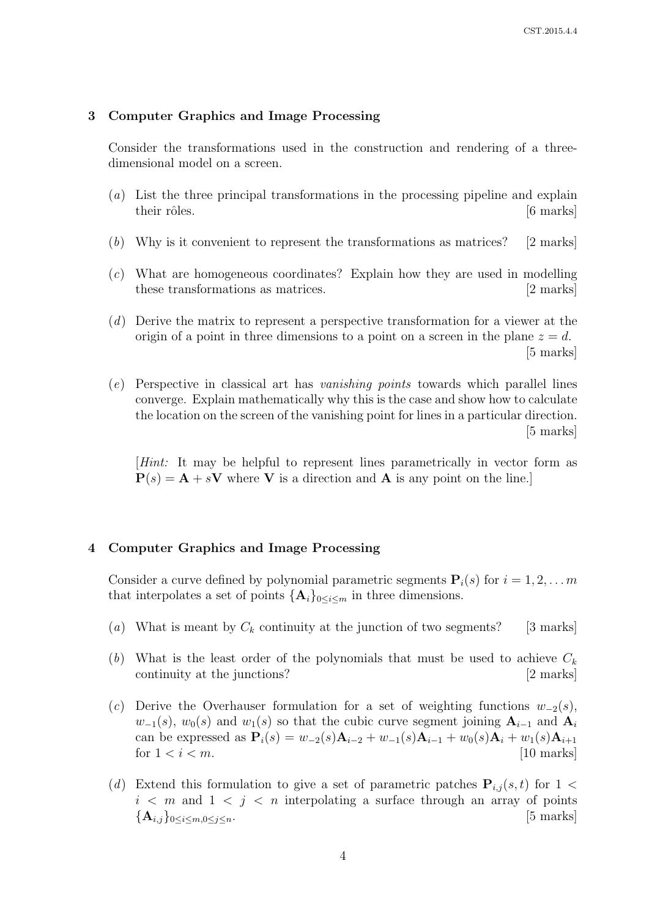## 3 Computer Graphics and Image Processing

Consider the transformations used in the construction and rendering of a three-dimensional model on a screen.

(*a*) List the three principal transformations in the processing pipeline and explain their rôles. [6 marks]

(*b*) Why is it convenient to represent the transformations as matrices? [2 marks]

(*c*) What are homogeneous coordinates? Explain how they are used in modelling these transformations as matrices. [2 marks]

(*d*) Derive the matrix to represent a perspective transformation for a viewer at the origin of a point in three dimensions to a point on a screen in the plane $z = d$. [5 marks]

(*e*) Perspective in classical art has *vanishing points* towards which parallel lines converge. Explain mathematically why this is the case and show how to calculate the location on the screen of the vanishing point for lines in a particular direction. [5 marks]

[*Hint:* It may be helpful to represent lines parametrically in vector form as $\mathbf{P}(s) = \mathbf{A} + s\mathbf{V}$ where $\mathbf{V}$ is a direction and $\mathbf{A}$ is any point on the line.]

## 4 Computer Graphics and Image Processing

Consider a curve defined by polynomial parametric segments $\mathbf{P}_i(s)$ for $i = 1, 2, \ldots m$ that interpolates a set of points $\{\mathbf{A}_i\}_{0 \leq i \leq m}$ in three dimensions.

(*a*) What is meant by $C_k$ continuity at the junction of two segments? [3 marks]

(*b*) What is the least order of the polynomials that must be used to achieve $C_k$ continuity at the junctions? [2 marks]

(*c*) Derive the Overhauser formulation for a set of weighting functions $w_{-2}(s)$, $w_{-1}(s)$, $w_0(s)$ and $w_1(s)$ so that the cubic curve segment joining $\mathbf{A}_{i-1}$ and $\mathbf{A}_i$ can be expressed as $\mathbf{P}_i(s) = w_{-2}(s)\mathbf{A}_{i-2} + w_{-1}(s)\mathbf{A}_{i-1} + w_0(s)\mathbf{A}_i + w_1(s)\mathbf{A}_{i+1}$ for $1 < i < m$. [10 marks]

(*d*) Extend this formulation to give a set of parametric patches $\mathbf{P}_{i,j}(s, t)$ for $1 < i < m$ and $1 < j < n$ interpolating a surface through an array of points $\{\mathbf{A}_{i,j}\}_{0 \leq i \leq m, 0 \leq j \leq n}$. [5 marks]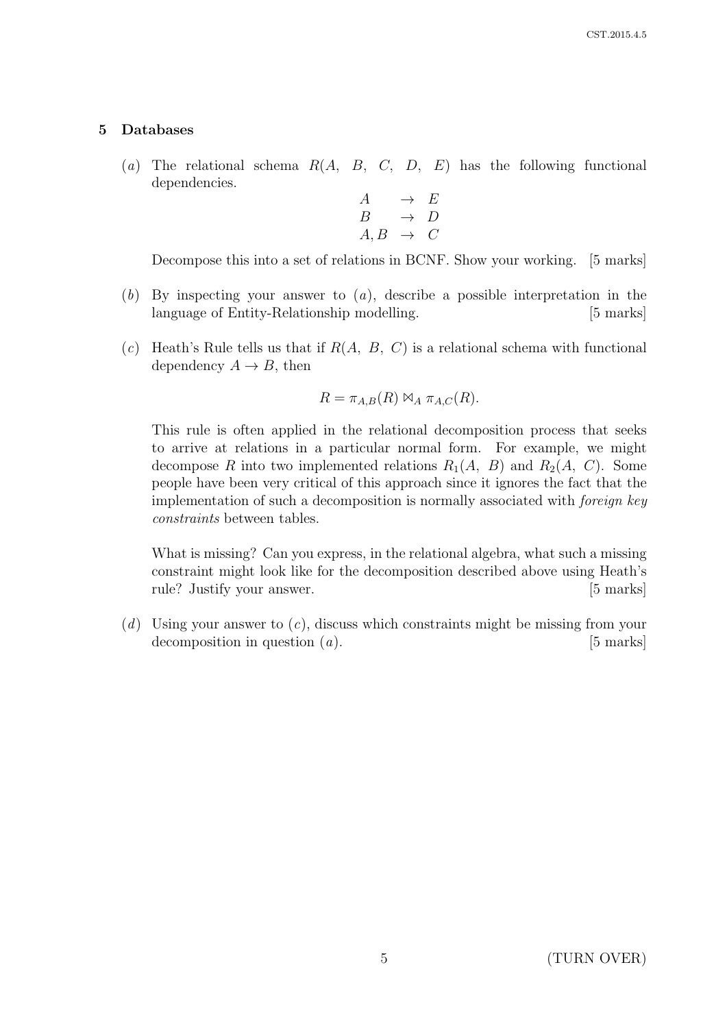## 5 Databases

(*a*) The relational schema $R(A,\ B,\ C,\ D,\ E)$ has the following functional dependencies.

$$\begin{array}{lcl} A & \rightarrow & E \\ B & \rightarrow & D \\ A, B & \rightarrow & C \end{array}$$

Decompose this into a set of relations in BCNF. Show your working. [5 marks]

(*b*) By inspecting your answer to (*a*), describe a possible interpretation in the language of Entity-Relationship modelling. [5 marks]

(*c*) Heath's Rule tells us that if $R(A,\ B,\ C)$ is a relational schema with functional dependency $A \rightarrow B$, then

$$R = \pi_{A,B}(R) \bowtie_A \pi_{A,C}(R).$$

This rule is often applied in the relational decomposition process that seeks to arrive at relations in a particular normal form. For example, we might decompose $R$ into two implemented relations $R_1(A,\ B)$ and $R_2(A,\ C)$. Some people have been very critical of this approach since it ignores the fact that the implementation of such a decomposition is normally associated with *foreign key constraints* between tables.

What is missing? Can you express, in the relational algebra, what such a missing constraint might look like for the decomposition described above using Heath's rule? Justify your answer. [5 marks]

(*d*) Using your answer to (*c*), discuss which constraints might be missing from your decomposition in question (*a*). [5 marks]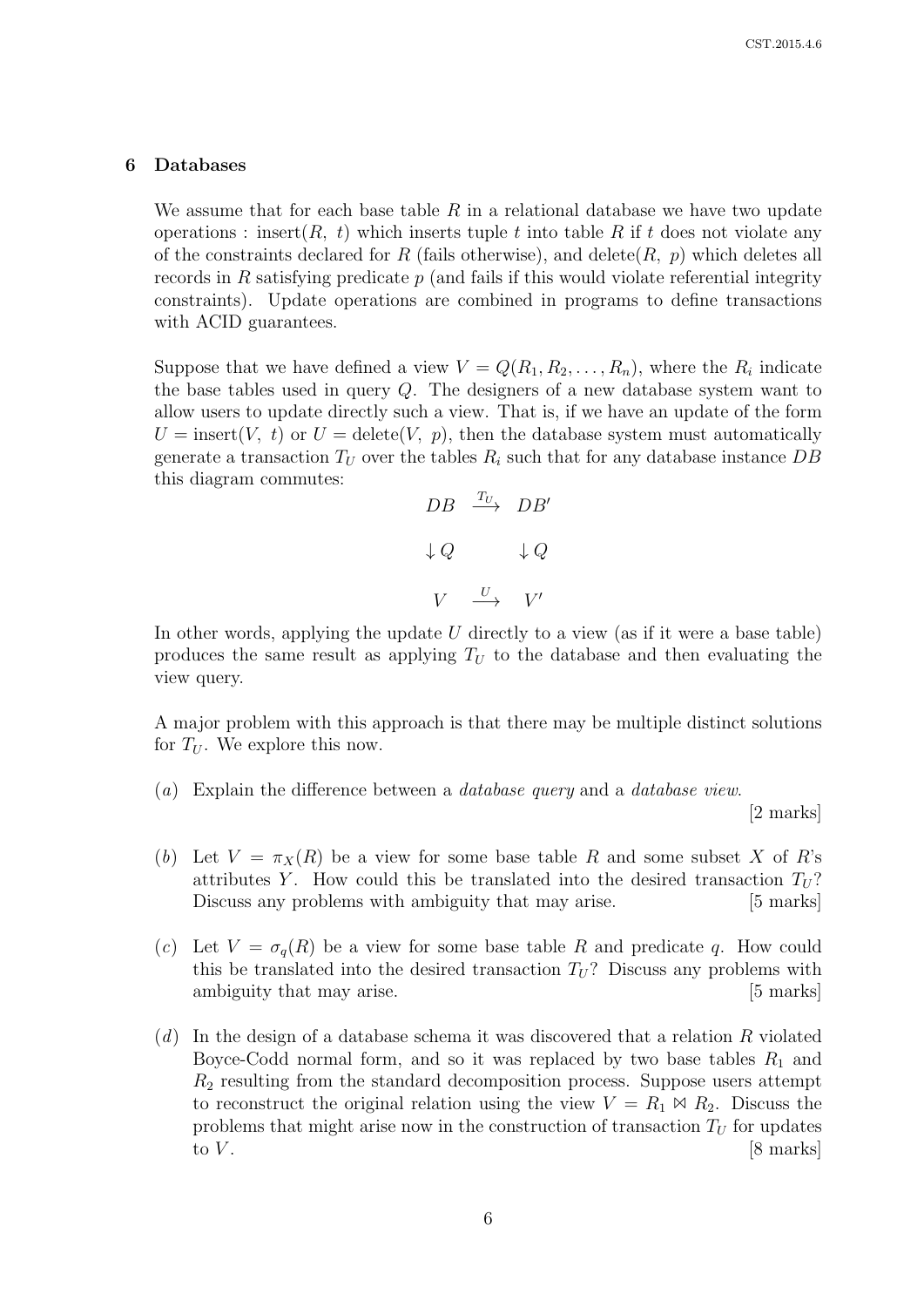## 6 Databases

We assume that for each base table $R$ in a relational database we have two update operations : insert($R$, $t$) which inserts tuple $t$ into table $R$ if $t$ does not violate any of the constraints declared for $R$ (fails otherwise), and delete($R$, $p$) which deletes all records in $R$ satisfying predicate $p$ (and fails if this would violate referential integrity constraints). Update operations are combined in programs to define transactions with ACID guarantees.

Suppose that we have defined a view $V = Q(R_1, R_2, \ldots, R_n)$, where the $R_i$ indicate the base tables used in query $Q$. The designers of a new database system want to allow users to update directly such a view. That is, if we have an update of the form $U = \text{insert}(V,\ t)$ or $U = \text{delete}(V,\ p)$, then the database system must automatically generate a transaction $T_U$ over the tables $R_i$ such that for any database instance $DB$ this diagram commutes:

$$
\begin{array}{ccc}
DB & \xrightarrow{T_U} & DB' \\
\downarrow Q & & \downarrow Q \\
V & \xrightarrow{U} & V'
\end{array}
$$

In other words, applying the update $U$ directly to a view (as if it were a base table) produces the same result as applying $T_U$ to the database and then evaluating the view query.

A major problem with this approach is that there may be multiple distinct solutions for $T_U$. We explore this now.

(*a*) Explain the difference between a *database query* and a *database view*. [2 marks]

(*b*) Let $V = \pi_X(R)$ be a view for some base table $R$ and some subset $X$ of $R$'s attributes $Y$. How could this be translated into the desired transaction $T_U$? Discuss any problems with ambiguity that may arise. [5 marks]

(*c*) Let $V = \sigma_q(R)$ be a view for some base table $R$ and predicate $q$. How could this be translated into the desired transaction $T_U$? Discuss any problems with ambiguity that may arise. [5 marks]

(*d*) In the design of a database schema it was discovered that a relation $R$ violated Boyce-Codd normal form, and so it was replaced by two base tables $R_1$ and $R_2$ resulting from the standard decomposition process. Suppose users attempt to reconstruct the original relation using the view $V = R_1 \bowtie R_2$. Discuss the problems that might arise now in the construction of transaction $T_U$ for updates to $V$. [8 marks]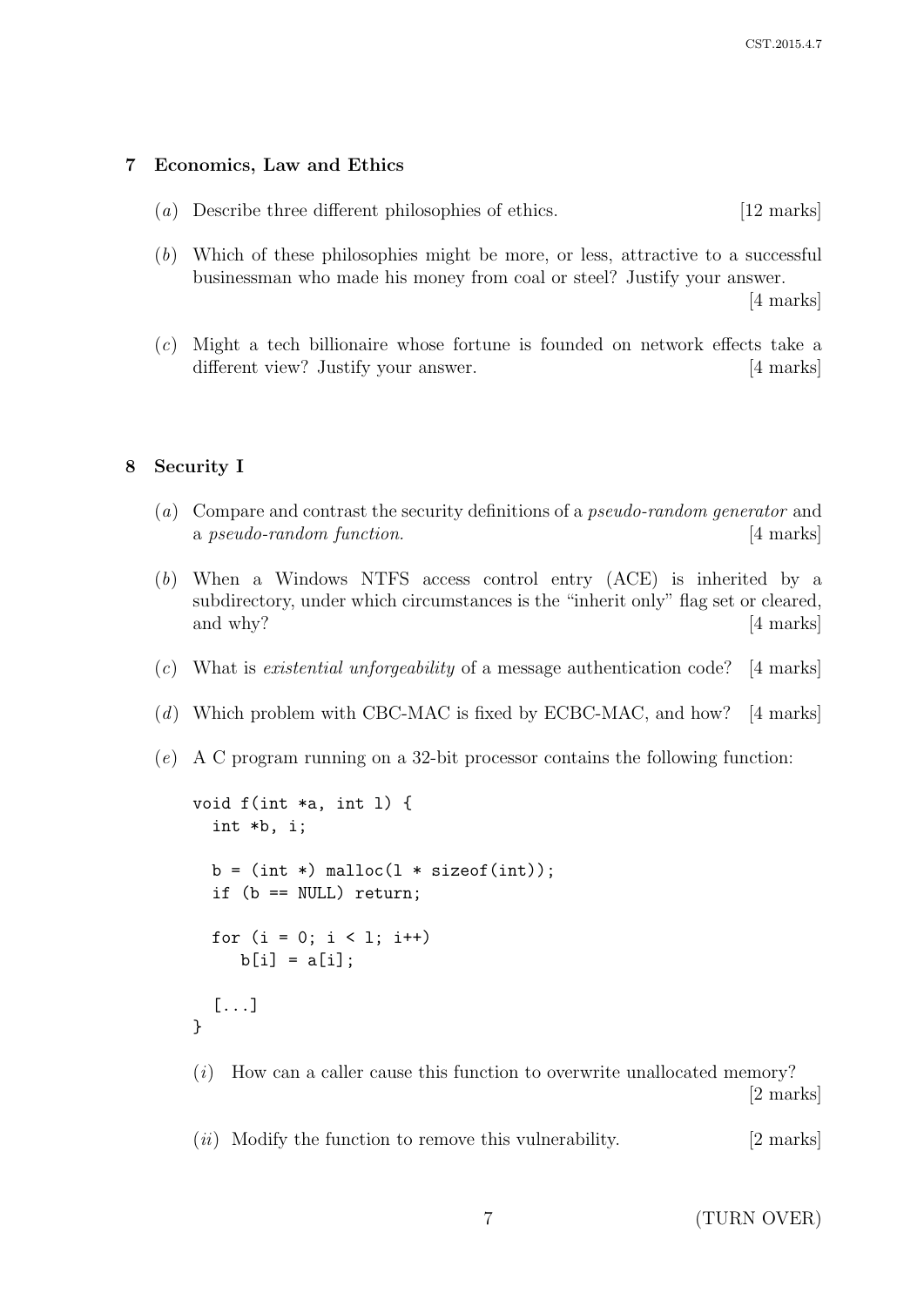## 7 Economics, Law and Ethics

(*a*) Describe three different philosophies of ethics. [12 marks]

(*b*) Which of these philosophies might be more, or less, attractive to a successful businessman who made his money from coal or steel? Justify your answer. [4 marks]

(*c*) Might a tech billionaire whose fortune is founded on network effects take a different view? Justify your answer. [4 marks]

## 8 Security I

(*a*) Compare and contrast the security definitions of a *pseudo-random generator* and a *pseudo-random function.* [4 marks]

(*b*) When a Windows NTFS access control entry (ACE) is inherited by a subdirectory, under which circumstances is the "inherit only" flag set or cleared, and why? [4 marks]

(*c*) What is *existential unforgeability* of a message authentication code? [4 marks]

(*d*) Which problem with CBC-MAC is fixed by ECBC-MAC, and how? [4 marks]

(*e*) A C program running on a 32-bit processor contains the following function:

```
void f(int *a, int l) {
  int *b, i;

  b = (int *) malloc(l * sizeof(int));
  if (b == NULL) return;

  for (i = 0; i < l; i++)
     b[i] = a[i];

  [...]
}
```

(*i*) How can a caller cause this function to overwrite unallocated memory? [2 marks]

(*ii*) Modify the function to remove this vulnerability. [2 marks]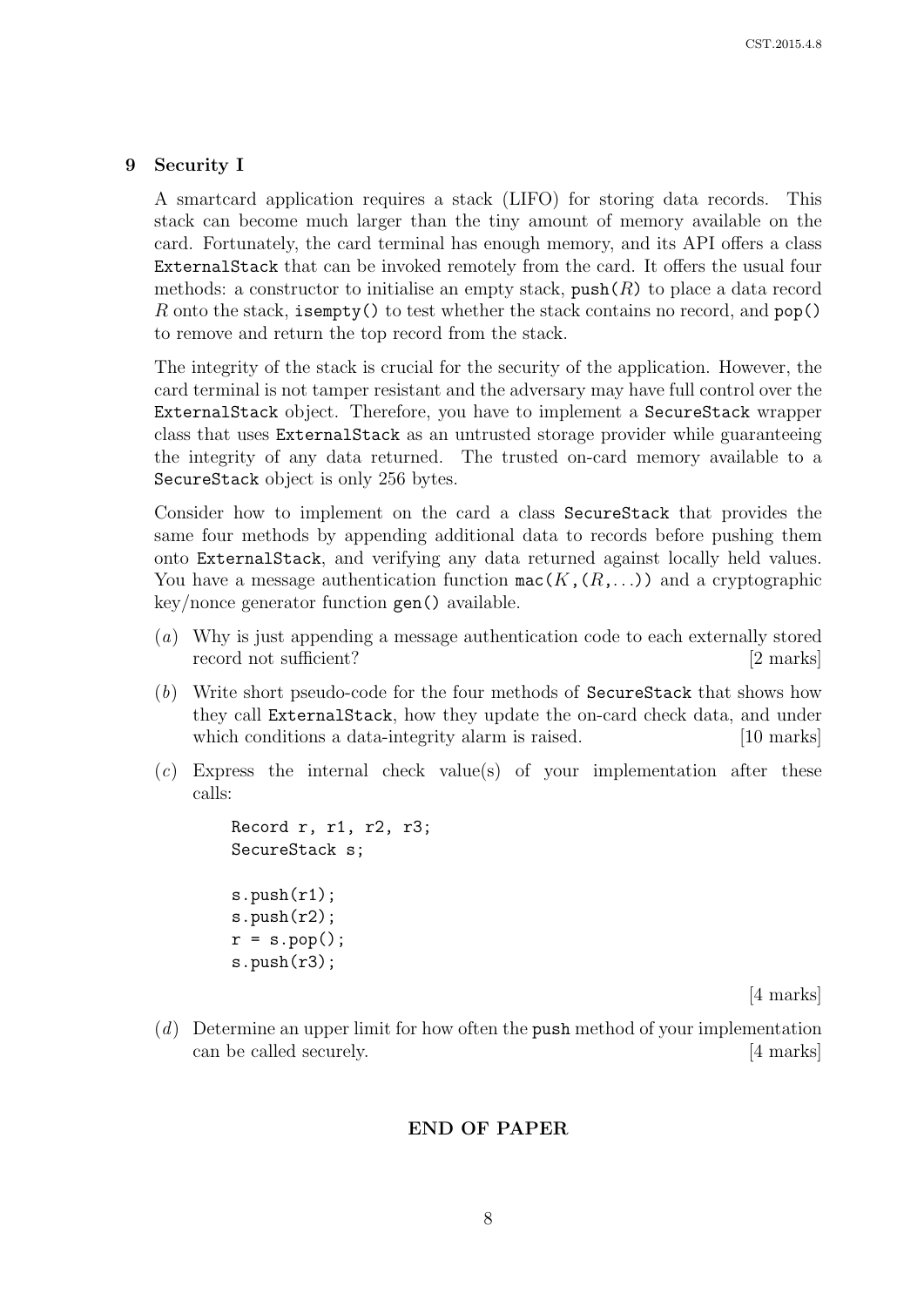## 9 Security I

A smartcard application requires a stack (LIFO) for storing data records. This stack can become much larger than the tiny amount of memory available on the card. Fortunately, the card terminal has enough memory, and its API offers a class `ExternalStack` that can be invoked remotely from the card. It offers the usual four methods: a constructor to initialise an empty stack, `push(`$R$`)` to place a data record $R$ onto the stack, `isempty()` to test whether the stack contains no record, and `pop()` to remove and return the top record from the stack.

The integrity of the stack is crucial for the security of the application. However, the card terminal is not tamper resistant and the adversary may have full control over the `ExternalStack` object. Therefore, you have to implement a `SecureStack` wrapper class that uses `ExternalStack` as an untrusted storage provider while guaranteeing the integrity of any data returned. The trusted on-card memory available to a `SecureStack` object is only 256 bytes.

Consider how to implement on the card a class `SecureStack` that provides the same four methods by appending additional data to records before pushing them onto `ExternalStack`, and verifying any data returned against locally held values. You have a message authentication function `mac(`$K$`,(`$R$`,...))` and a cryptographic key/nonce generator function `gen()` available.

(*a*) Why is just appending a message authentication code to each externally stored record not sufficient? [2 marks]

(*b*) Write short pseudo-code for the four methods of `SecureStack` that shows how they call `ExternalStack`, how they update the on-card check data, and under which conditions a data-integrity alarm is raised. [10 marks]

(*c*) Express the internal check value(s) of your implementation after these calls:

```
Record r, r1, r2, r3;
SecureStack s;

s.push(r1);
s.push(r2);
r = s.pop();
s.push(r3);
```

[4 marks]

(*d*) Determine an upper limit for how often the `push` method of your implementation can be called securely. [4 marks]

**END OF PAPER**